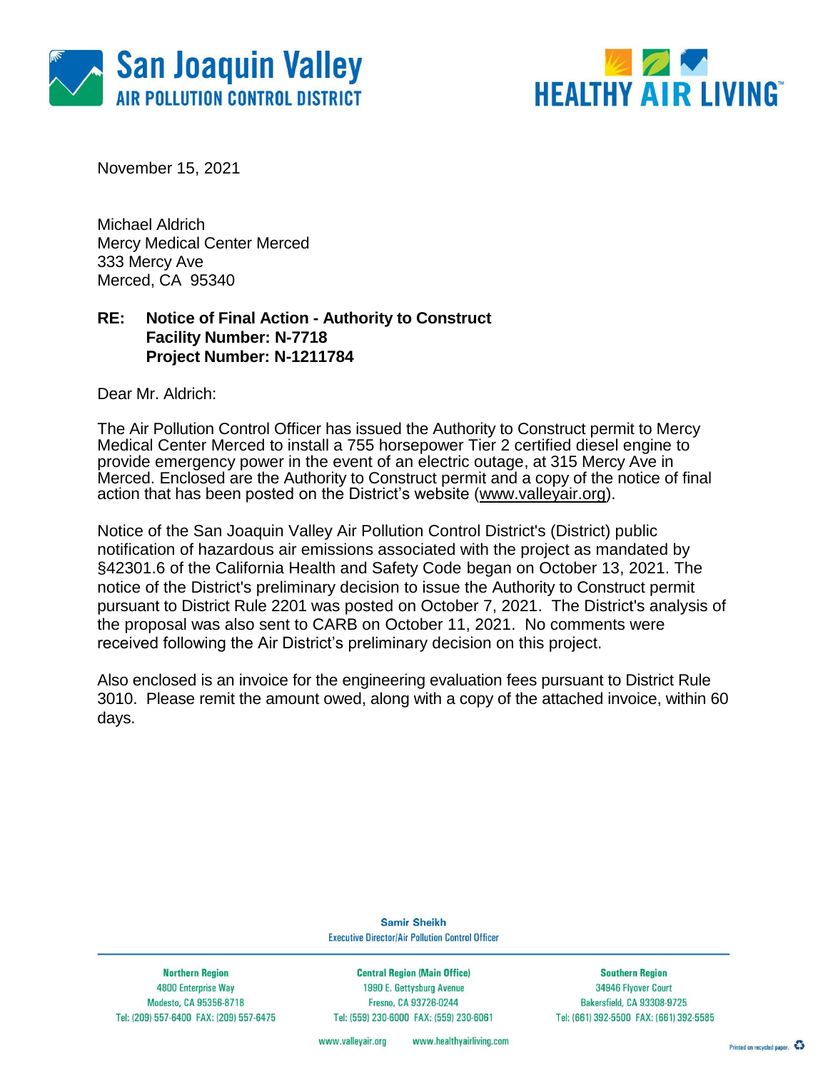San Joaquin Valley
AIR POLLUTION CONTROL DISTRICT

HEALTHY AIR LIVING™

November 15, 2021

Michael Aldrich
Mercy Medical Center Merced
333 Mercy Ave
Merced, CA 95340

**RE: Notice of Final Action - Authority to Construct**
**Facility Number: N-7718**
**Project Number: N-1211784**

Dear Mr. Aldrich:

The Air Pollution Control Officer has issued the Authority to Construct permit to Mercy Medical Center Merced to install a 755 horsepower Tier 2 certified diesel engine to provide emergency power in the event of an electric outage, at 315 Mercy Ave in Merced. Enclosed are the Authority to Construct permit and a copy of the notice of final action that has been posted on the District's website (www.valleyair.org).

Notice of the San Joaquin Valley Air Pollution Control District's (District) public notification of hazardous air emissions associated with the project as mandated by §42301.6 of the California Health and Safety Code began on October 13, 2021. The notice of the District's preliminary decision to issue the Authority to Construct permit pursuant to District Rule 2201 was posted on October 7, 2021. The District's analysis of the proposal was also sent to CARB on October 11, 2021. No comments were received following the Air District's preliminary decision on this project.

Also enclosed is an invoice for the engineering evaluation fees pursuant to District Rule 3010. Please remit the amount owed, along with a copy of the attached invoice, within 60 days.

**Samir Sheikh**
Executive Director/Air Pollution Control Officer

| Northern Region | Central Region (Main Office) | Southern Region |
| --- | --- | --- |
| 4800 Enterprise Way | 1990 E. Gettysburg Avenue | 34946 Flyover Court |
| Modesto, CA 95356-8718 | Fresno, CA 93726-0244 | Bakersfield, CA 93308-9725 |
| Tel: (209) 557-6400 FAX: (209) 557-6475 | Tel: (559) 230-6000 FAX: (559) 230-6061 | Tel: (661) 392-5500 FAX: (661) 392-5585 |

www.valleyair.org www.healthyairliving.com

Printed on recycled paper.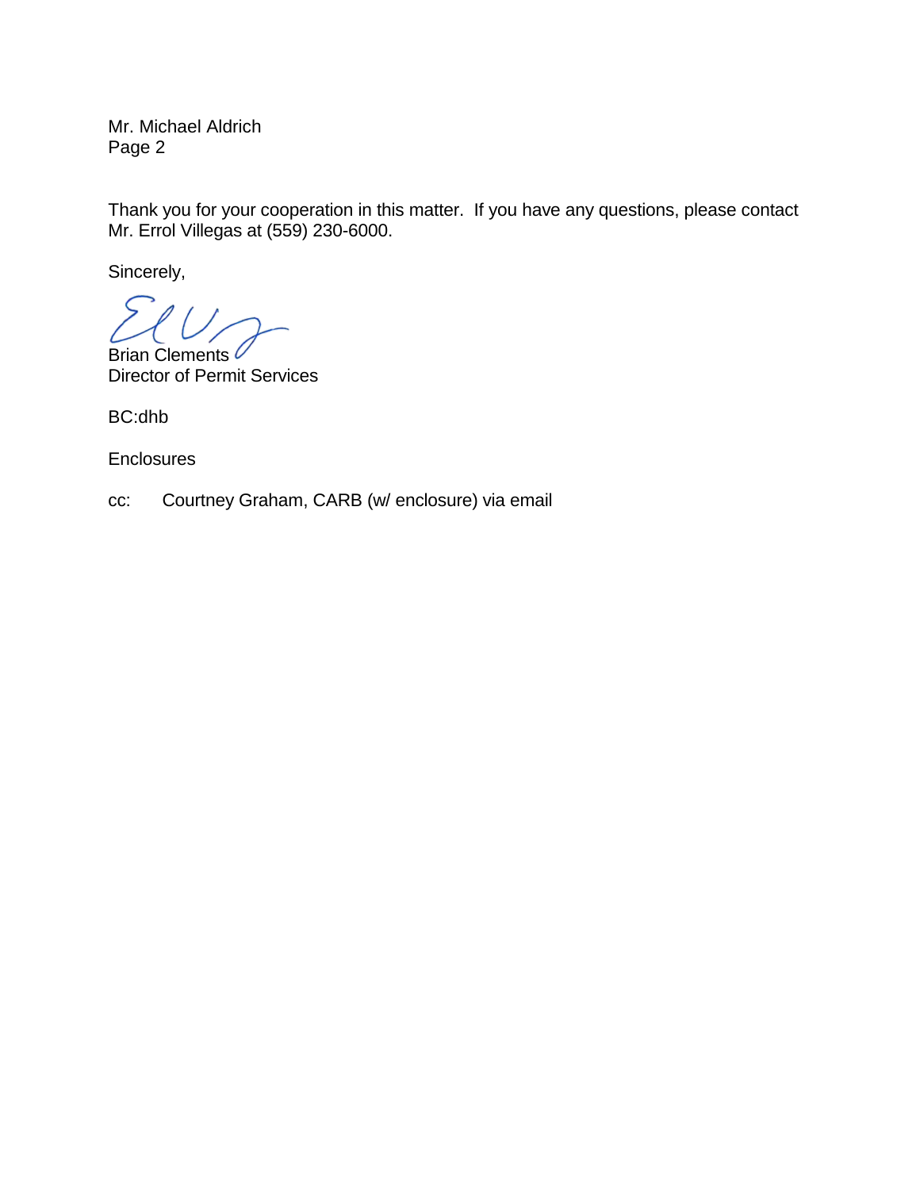Mr. Michael Aldrich
Page 2

Thank you for your cooperation in this matter. If you have any questions, please contact Mr. Errol Villegas at (559) 230-6000.

Sincerely,

Brian Clements
Director of Permit Services

BC:dhb

Enclosures

cc: Courtney Graham, CARB (w/ enclosure) via email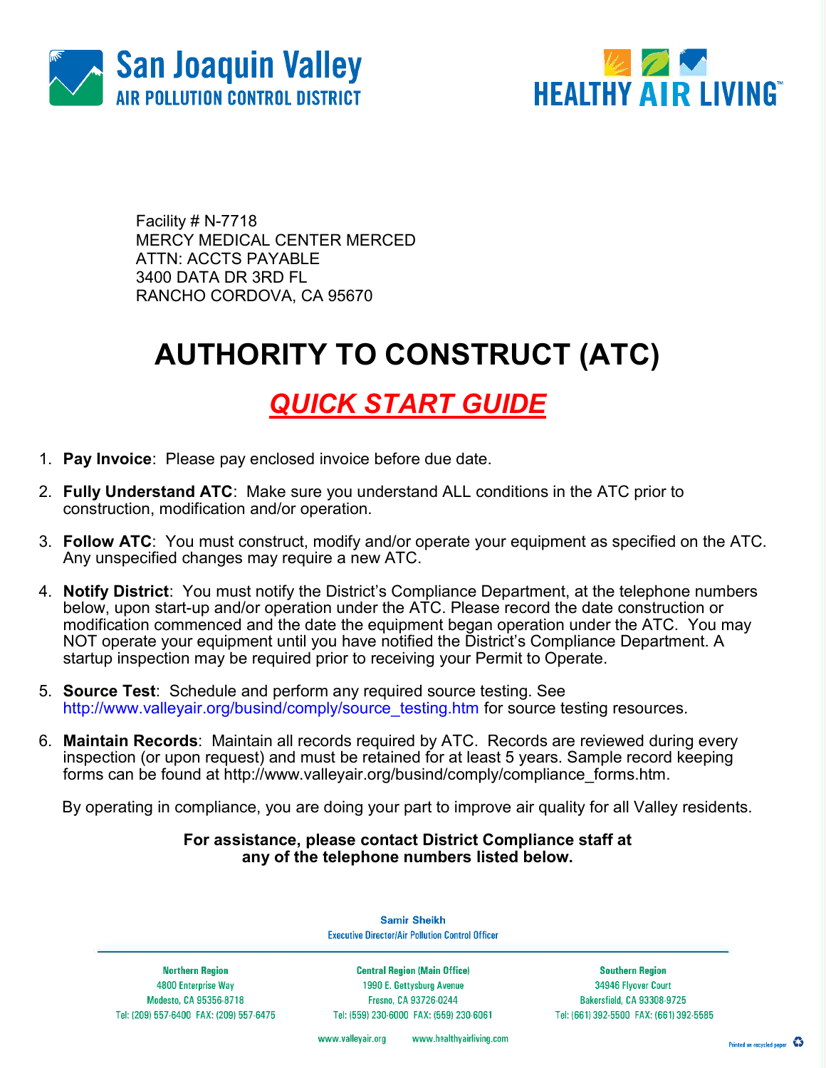San Joaquin Valley
AIR POLLUTION CONTROL DISTRICT

HEALTHY AIR LIVING™

Facility # N-7718
MERCY MEDICAL CENTER MERCED
ATTN: ACCTS PAYABLE
3400 DATA DR 3RD FL
RANCHO CORDOVA, CA 95670

# AUTHORITY TO CONSTRUCT (ATC)

## *QUICK START GUIDE*

1. **Pay Invoice**: Please pay enclosed invoice before due date.

2. **Fully Understand ATC**: Make sure you understand ALL conditions in the ATC prior to construction, modification and/or operation.

3. **Follow ATC**: You must construct, modify and/or operate your equipment as specified on the ATC. Any unspecified changes may require a new ATC.

4. **Notify District**: You must notify the District's Compliance Department, at the telephone numbers below, upon start-up and/or operation under the ATC. Please record the date construction or modification commenced and the date the equipment began operation under the ATC. You may NOT operate your equipment until you have notified the District's Compliance Department. A startup inspection may be required prior to receiving your Permit to Operate.

5. **Source Test**: Schedule and perform any required source testing. See http://www.valleyair.org/busind/comply/source_testing.htm for source testing resources.

6. **Maintain Records**: Maintain all records required by ATC. Records are reviewed during every inspection (or upon request) and must be retained for at least 5 years. Sample record keeping forms can be found at http://www.valleyair.org/busind/comply/compliance_forms.htm.

By operating in compliance, you are doing your part to improve air quality for all Valley residents.

**For assistance, please contact District Compliance staff at any of the telephone numbers listed below.**

Samir Sheikh
Executive Director/Air Pollution Control Officer

| Northern Region | Central Region (Main Office) | Southern Region |
|---|---|---|
| 4800 Enterprise Way | 1990 E. Gettysburg Avenue | 34946 Flyover Court |
| Modesto, CA 95356-8718 | Fresno, CA 93726-0244 | Bakersfield, CA 93308-9725 |
| Tel: (209) 557-6400 FAX: (209) 557-6475 | Tel: (559) 230-6000 FAX: (559) 230-6061 | Tel: (661) 392-5500 FAX: (661) 392-5585 |

www.valleyair.org www.healthyairliving.com

Printed on recycled paper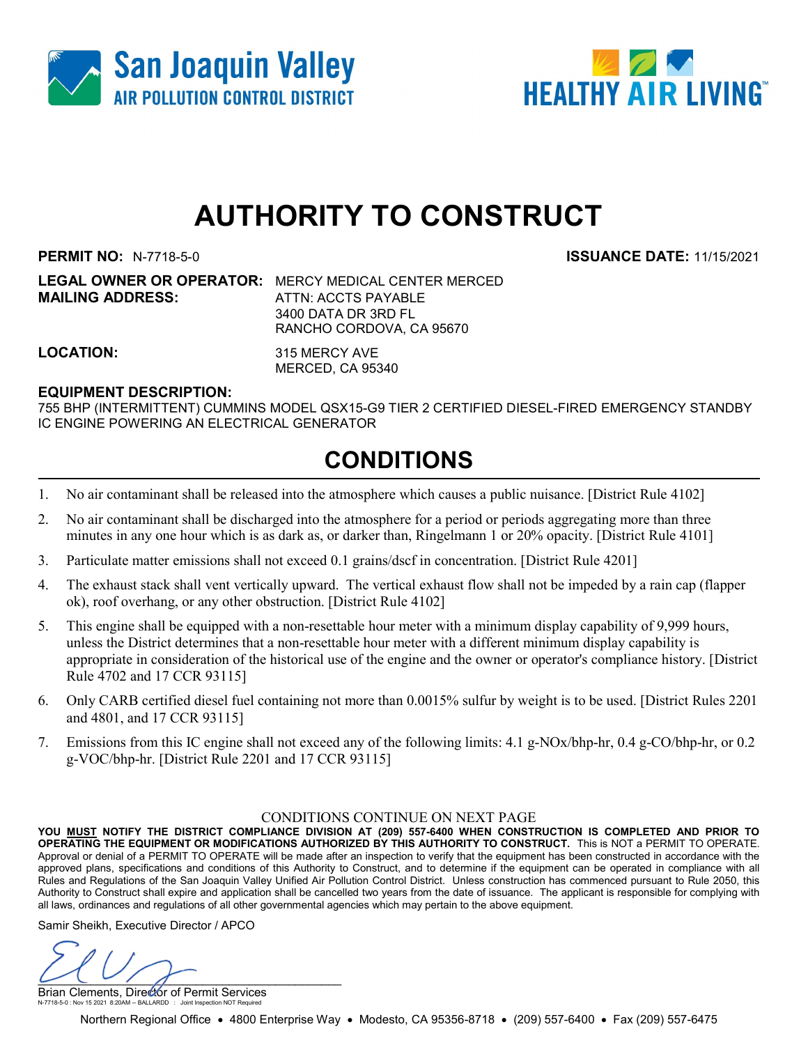San Joaquin Valley
AIR POLLUTION CONTROL DISTRICT

HEALTHY AIR LIVING™

# AUTHORITY TO CONSTRUCT

**PERMIT NO:** N-7718-5-0 **ISSUANCE DATE:** 11/15/2021

**LEGAL OWNER OR OPERATOR:** MERCY MEDICAL CENTER MERCED
**MAILING ADDRESS:** ATTN: ACCTS PAYABLE
3400 DATA DR 3RD FL
RANCHO CORDOVA, CA 95670

**LOCATION:** 315 MERCY AVE
MERCED, CA 95340

**EQUIPMENT DESCRIPTION:**
755 BHP (INTERMITTENT) CUMMINS MODEL QSX15-G9 TIER 2 CERTIFIED DIESEL-FIRED EMERGENCY STANDBY IC ENGINE POWERING AN ELECTRICAL GENERATOR

## CONDITIONS

1. No air contaminant shall be released into the atmosphere which causes a public nuisance. [District Rule 4102]
2. No air contaminant shall be discharged into the atmosphere for a period or periods aggregating more than three minutes in any one hour which is as dark as, or darker than, Ringelmann 1 or 20% opacity. [District Rule 4101]
3. Particulate matter emissions shall not exceed 0.1 grains/dscf in concentration. [District Rule 4201]
4. The exhaust stack shall vent vertically upward. The vertical exhaust flow shall not be impeded by a rain cap (flapper ok), roof overhang, or any other obstruction. [District Rule 4102]
5. This engine shall be equipped with a non-resettable hour meter with a minimum display capability of 9,999 hours, unless the District determines that a non-resettable hour meter with a different minimum display capability is appropriate in consideration of the historical use of the engine and the owner or operator's compliance history. [District Rule 4702 and 17 CCR 93115]
6. Only CARB certified diesel fuel containing not more than 0.0015% sulfur by weight is to be used. [District Rules 2201 and 4801, and 17 CCR 93115]
7. Emissions from this IC engine shall not exceed any of the following limits: 4.1 g-NOx/bhp-hr, 0.4 g-CO/bhp-hr, or 0.2 g-VOC/bhp-hr. [District Rule 2201 and 17 CCR 93115]

CONDITIONS CONTINUE ON NEXT PAGE

**YOU MUST NOTIFY THE DISTRICT COMPLIANCE DIVISION AT (209) 557-6400 WHEN CONSTRUCTION IS COMPLETED AND PRIOR TO OPERATING THE EQUIPMENT OR MODIFICATIONS AUTHORIZED BY THIS AUTHORITY TO CONSTRUCT.** This is NOT a PERMIT TO OPERATE. Approval or denial of a PERMIT TO OPERATE will be made after an inspection to verify that the equipment has been constructed in accordance with the approved plans, specifications and conditions of this Authority to Construct, and to determine if the equipment can be operated in compliance with all Rules and Regulations of the San Joaquin Valley Unified Air Pollution Control District. Unless construction has commenced pursuant to Rule 2050, this Authority to Construct shall expire and application shall be cancelled two years from the date of issuance. The applicant is responsible for complying with all laws, ordinances and regulations of all other governmental agencies which may pertain to the above equipment.

Samir Sheikh, Executive Director / APCO

Brian Clements, Director of Permit Services

N-7718-5-0 : Nov 15 2021 8:20AM -- BALLARDD : Joint Inspection NOT Required

Northern Regional Office • 4800 Enterprise Way • Modesto, CA 95356-8718 • (209) 557-6400 • Fax (209) 557-6475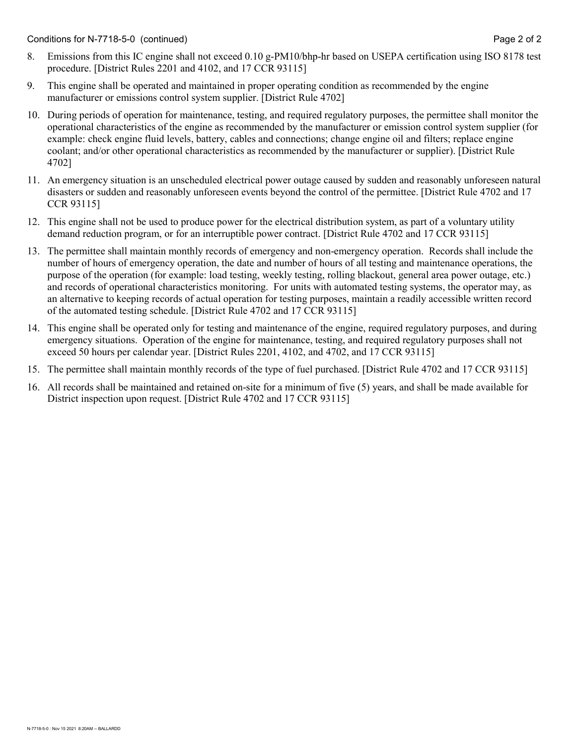8. Emissions from this IC engine shall not exceed 0.10 g-PM10/bhp-hr based on USEPA certification using ISO 8178 test procedure. [District Rules 2201 and 4102, and 17 CCR 93115]

9. This engine shall be operated and maintained in proper operating condition as recommended by the engine manufacturer or emissions control system supplier. [District Rule 4702]

10. During periods of operation for maintenance, testing, and required regulatory purposes, the permittee shall monitor the operational characteristics of the engine as recommended by the manufacturer or emission control system supplier (for example: check engine fluid levels, battery, cables and connections; change engine oil and filters; replace engine coolant; and/or other operational characteristics as recommended by the manufacturer or supplier). [District Rule 4702]

11. An emergency situation is an unscheduled electrical power outage caused by sudden and reasonably unforeseen natural disasters or sudden and reasonably unforeseen events beyond the control of the permittee. [District Rule 4702 and 17 CCR 93115]

12. This engine shall not be used to produce power for the electrical distribution system, as part of a voluntary utility demand reduction program, or for an interruptible power contract. [District Rule 4702 and 17 CCR 93115]

13. The permittee shall maintain monthly records of emergency and non-emergency operation. Records shall include the number of hours of emergency operation, the date and number of hours of all testing and maintenance operations, the purpose of the operation (for example: load testing, weekly testing, rolling blackout, general area power outage, etc.) and records of operational characteristics monitoring. For units with automated testing systems, the operator may, as an alternative to keeping records of actual operation for testing purposes, maintain a readily accessible written record of the automated testing schedule. [District Rule 4702 and 17 CCR 93115]

14. This engine shall be operated only for testing and maintenance of the engine, required regulatory purposes, and during emergency situations. Operation of the engine for maintenance, testing, and required regulatory purposes shall not exceed 50 hours per calendar year. [District Rules 2201, 4102, and 4702, and 17 CCR 93115]

15. The permittee shall maintain monthly records of the type of fuel purchased. [District Rule 4702 and 17 CCR 93115]

16. All records shall be maintained and retained on-site for a minimum of five (5) years, and shall be made available for District inspection upon request. [District Rule 4702 and 17 CCR 93115]